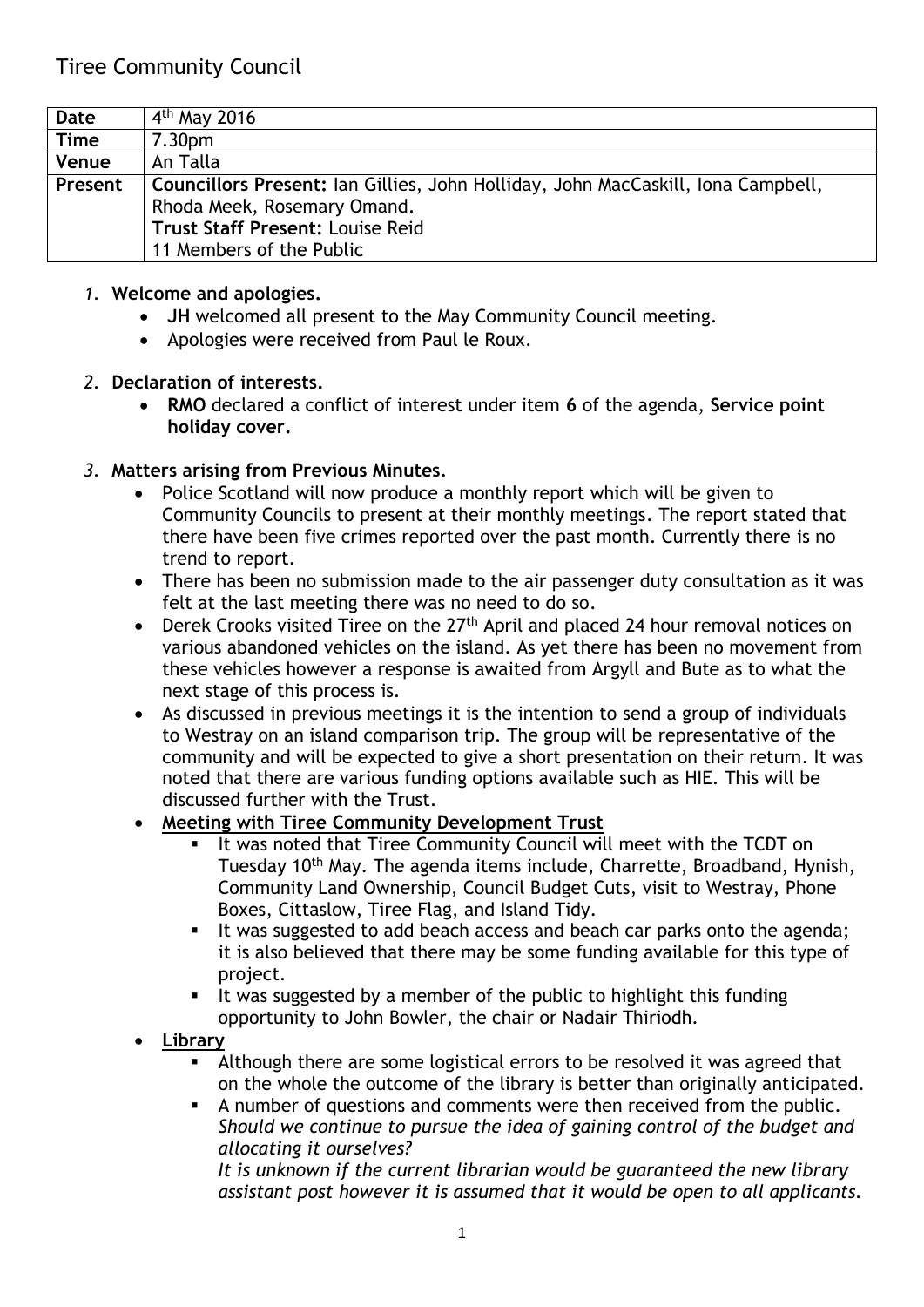Tiree Community Council

| **Date** | 4th May 2016 |
|---|---|
| **Time** | 7.30pm |
| **Venue** | An Talla |
| **Present** | **Councillors Present:** Ian Gillies, John Holliday, John MacCaskill, Iona Campbell, Rhoda Meek, Rosemary Omand.<br>**Trust Staff Present:** Louise Reid<br>11 Members of the Public |

1. **Welcome and apologies.**
   - **JH** welcomed all present to the May Community Council meeting.
   - Apologies were received from Paul le Roux.

2. **Declaration of interests.**
   - **RMO** declared a conflict of interest under item **6** of the agenda, **Service point holiday cover.**

3. **Matters arising from Previous Minutes.**
   - Police Scotland will now produce a monthly report which will be given to Community Councils to present at their monthly meetings. The report stated that there have been five crimes reported over the past month. Currently there is no trend to report.
   - There has been no submission made to the air passenger duty consultation as it was felt at the last meeting there was no need to do so.
   - Derek Crooks visited Tiree on the 27th April and placed 24 hour removal notices on various abandoned vehicles on the island. As yet there has been no movement from these vehicles however a response is awaited from Argyll and Bute as to what the next stage of this process is.
   - As discussed in previous meetings it is the intention to send a group of individuals to Westray on an island comparison trip. The group will be representative of the community and will be expected to give a short presentation on their return. It was noted that there are various funding options available such as HIE. This will be discussed further with the Trust.
   - **Meeting with Tiree Community Development Trust**
     - It was noted that Tiree Community Council will meet with the TCDT on Tuesday 10th May. The agenda items include, Charrette, Broadband, Hynish, Community Land Ownership, Council Budget Cuts, visit to Westray, Phone Boxes, Cittaslow, Tiree Flag, and Island Tidy.
     - It was suggested to add beach access and beach car parks onto the agenda; it is also believed that there may be some funding available for this type of project.
     - It was suggested by a member of the public to highlight this funding opportunity to John Bowler, the chair or Nadair Thiriodh.
   - **Library**
     - Although there are some logistical errors to be resolved it was agreed that on the whole the outcome of the library is better than originally anticipated.
     - A number of questions and comments were then received from the public. *Should we continue to pursue the idea of gaining control of the budget and allocating it ourselves?*
       *It is unknown if the current librarian would be guaranteed the new library assistant post however it is assumed that it would be open to all applicants.*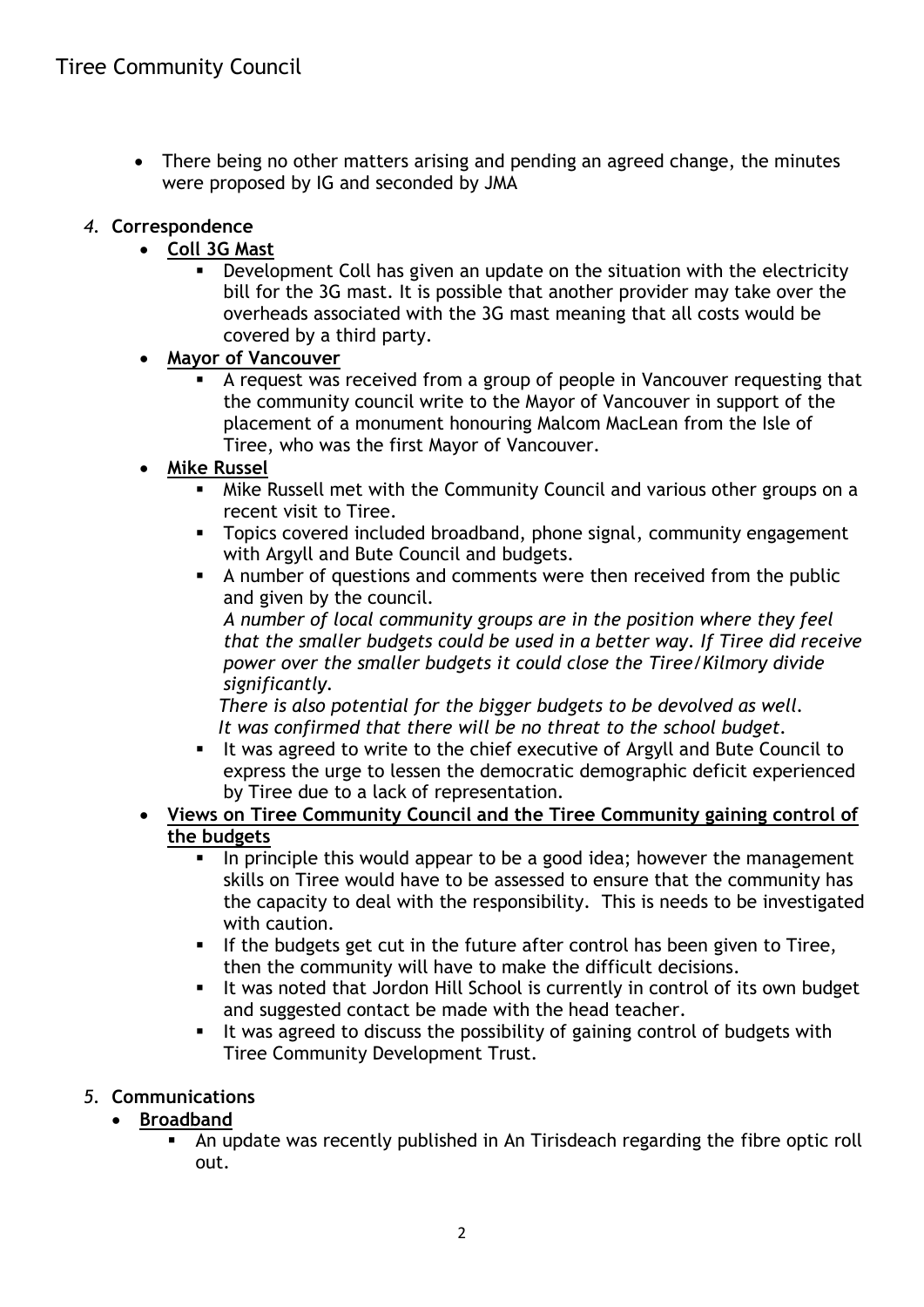- There being no other matters arising and pending an agreed change, the minutes were proposed by IG and seconded by JMA

*4.* **Correspondence**

- **Coll 3G Mast**
  - Development Coll has given an update on the situation with the electricity bill for the 3G mast. It is possible that another provider may take over the overheads associated with the 3G mast meaning that all costs would be covered by a third party.
- **Mayor of Vancouver**
  - A request was received from a group of people in Vancouver requesting that the community council write to the Mayor of Vancouver in support of the placement of a monument honouring Malcom MacLean from the Isle of Tiree, who was the first Mayor of Vancouver.
- **Mike Russel**
  - Mike Russell met with the Community Council and various other groups on a recent visit to Tiree.
  - Topics covered included broadband, phone signal, community engagement with Argyll and Bute Council and budgets.
  - A number of questions and comments were then received from the public and given by the council.
    *A number of local community groups are in the position where they feel that the smaller budgets could be used in a better way. If Tiree did receive power over the smaller budgets it could close the Tiree/Kilmory divide significantly.*
    *There is also potential for the bigger budgets to be devolved as well.*
    *It was confirmed that there will be no threat to the school budget.*
  - It was agreed to write to the chief executive of Argyll and Bute Council to express the urge to lessen the democratic demographic deficit experienced by Tiree due to a lack of representation.
- **Views on Tiree Community Council and the Tiree Community gaining control of the budgets**
  - In principle this would appear to be a good idea; however the management skills on Tiree would have to be assessed to ensure that the community has the capacity to deal with the responsibility. This is needs to be investigated with caution.
  - If the budgets get cut in the future after control has been given to Tiree, then the community will have to make the difficult decisions.
  - It was noted that Jordon Hill School is currently in control of its own budget and suggested contact be made with the head teacher.
  - It was agreed to discuss the possibility of gaining control of budgets with Tiree Community Development Trust.

*5.* **Communications**

- **Broadband**
  - An update was recently published in An Tirisdeach regarding the fibre optic roll out.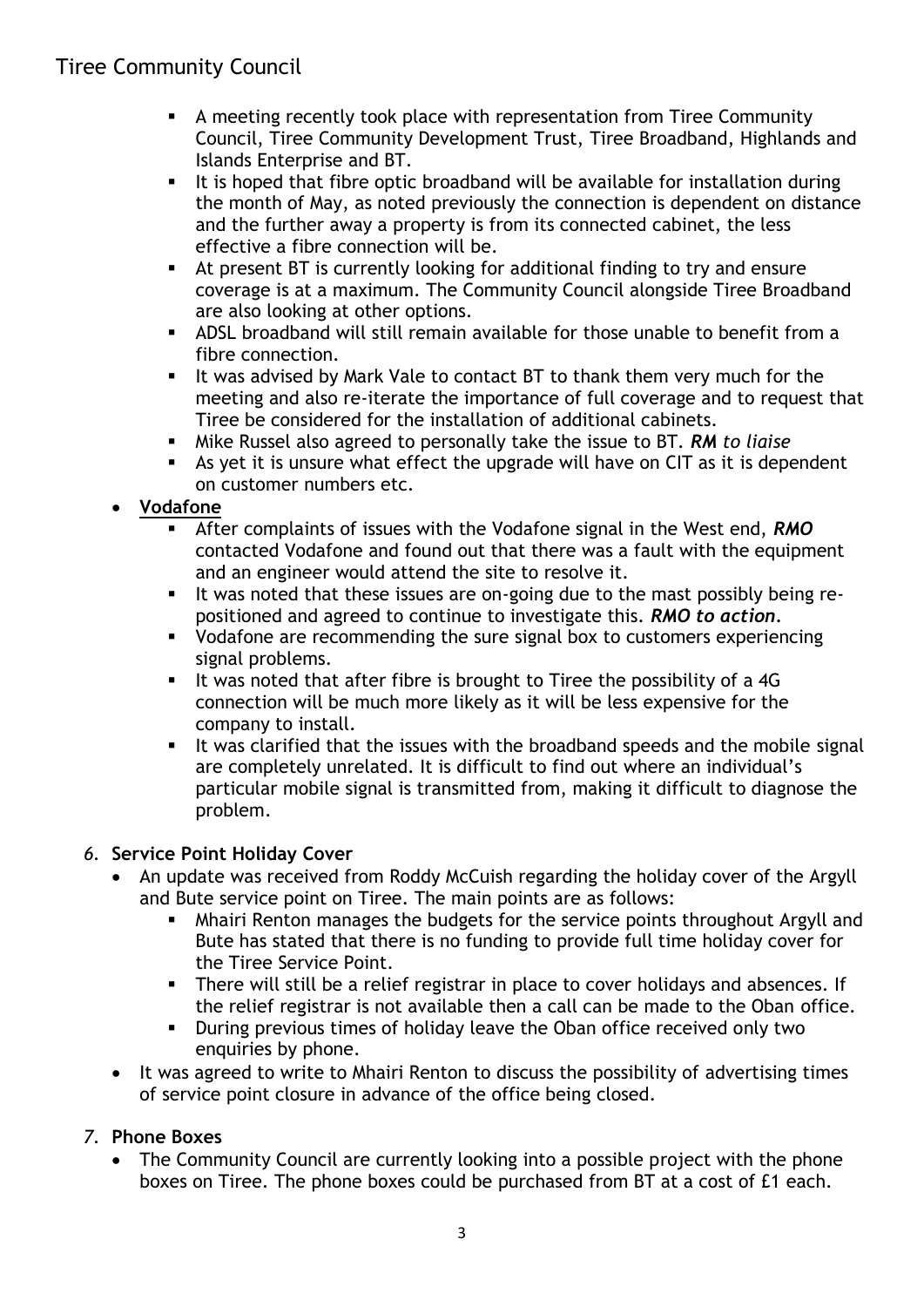- A meeting recently took place with representation from Tiree Community Council, Tiree Community Development Trust, Tiree Broadband, Highlands and Islands Enterprise and BT.
  - It is hoped that fibre optic broadband will be available for installation during the month of May, as noted previously the connection is dependent on distance and the further away a property is from its connected cabinet, the less effective a fibre connection will be.
  - At present BT is currently looking for additional finding to try and ensure coverage is at a maximum. The Community Council alongside Tiree Broadband are also looking at other options.
  - ADSL broadband will still remain available for those unable to benefit from a fibre connection.
  - It was advised by Mark Vale to contact BT to thank them very much for the meeting and also re-iterate the importance of full coverage and to request that Tiree be considered for the installation of additional cabinets.
  - Mike Russel also agreed to personally take the issue to BT. ***RM** to liaise*
  - As yet it is unsure what effect the upgrade will have on CIT as it is dependent on customer numbers etc.

- **Vodafone**
  - After complaints of issues with the Vodafone signal in the West end, ***RMO*** contacted Vodafone and found out that there was a fault with the equipment and an engineer would attend the site to resolve it.
  - It was noted that these issues are on-going due to the mast possibly being re-positioned and agreed to continue to investigate this. ***RMO to action.***
  - Vodafone are recommending the sure signal box to customers experiencing signal problems.
  - It was noted that after fibre is brought to Tiree the possibility of a 4G connection will be much more likely as it will be less expensive for the company to install.
  - It was clarified that the issues with the broadband speeds and the mobile signal are completely unrelated. It is difficult to find out where an individual's particular mobile signal is transmitted from, making it difficult to diagnose the problem.

6. **Service Point Holiday Cover**
   - An update was received from Roddy McCuish regarding the holiday cover of the Argyll and Bute service point on Tiree. The main points are as follows:
     - Mhairi Renton manages the budgets for the service points throughout Argyll and Bute has stated that there is no funding to provide full time holiday cover for the Tiree Service Point.
     - There will still be a relief registrar in place to cover holidays and absences. If the relief registrar is not available then a call can be made to the Oban office.
     - During previous times of holiday leave the Oban office received only two enquiries by phone.
   - It was agreed to write to Mhairi Renton to discuss the possibility of advertising times of service point closure in advance of the office being closed.

7. **Phone Boxes**
   - The Community Council are currently looking into a possible project with the phone boxes on Tiree. The phone boxes could be purchased from BT at a cost of £1 each.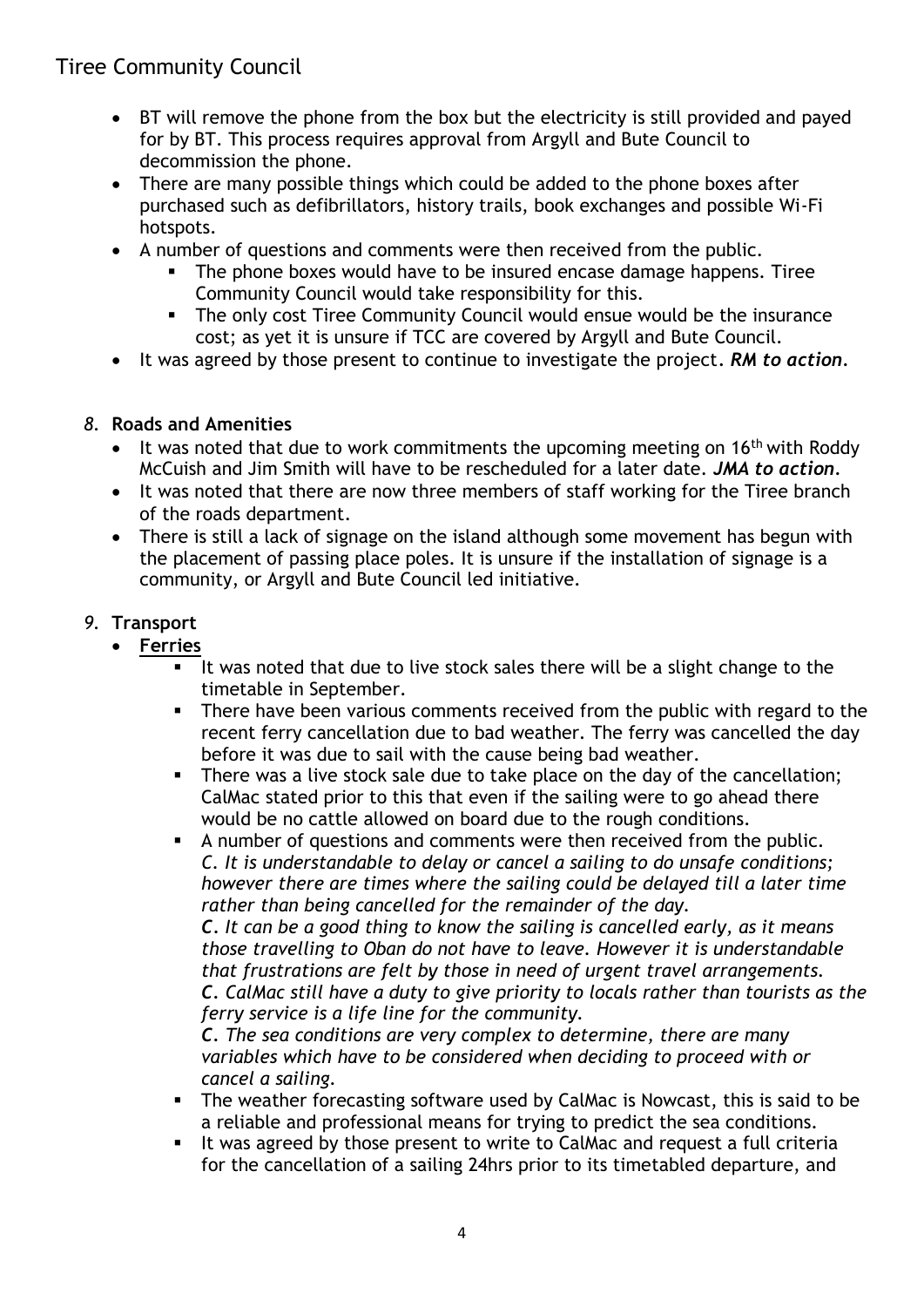- BT will remove the phone from the box but the electricity is still provided and payed for by BT. This process requires approval from Argyll and Bute Council to decommission the phone.
- There are many possible things which could be added to the phone boxes after purchased such as defibrillators, history trails, book exchanges and possible Wi-Fi hotspots.
- A number of questions and comments were then received from the public.
  - The phone boxes would have to be insured encase damage happens. Tiree Community Council would take responsibility for this.
  - The only cost Tiree Community Council would ensue would be the insurance cost; as yet it is unsure if TCC are covered by Argyll and Bute Council.
- It was agreed by those present to continue to investigate the project. ***RM to action***.

*8.* **Roads and Amenities**

- It was noted that due to work commitments the upcoming meeting on 16th with Roddy McCuish and Jim Smith will have to be rescheduled for a later date. ***JMA to action***.
- It was noted that there are now three members of staff working for the Tiree branch of the roads department.
- There is still a lack of signage on the island although some movement has begun with the placement of passing place poles. It is unsure if the installation of signage is a community, or Argyll and Bute Council led initiative.

*9.* **Transport**

- **Ferries**
  - It was noted that due to live stock sales there will be a slight change to the timetable in September.
  - There have been various comments received from the public with regard to the recent ferry cancellation due to bad weather. The ferry was cancelled the day before it was due to sail with the cause being bad weather.
  - There was a live stock sale due to take place on the day of the cancellation; CalMac stated prior to this that even if the sailing were to go ahead there would be no cattle allowed on board due to the rough conditions.
  - A number of questions and comments were then received from the public.
    *C. It is understandable to delay or cancel a sailing to do unsafe conditions; however there are times where the sailing could be delayed till a later time rather than being cancelled for the remainder of the day.*
    ***C****. It can be a good thing to know the sailing is cancelled early, as it means those travelling to Oban do not have to leave. However it is understandable that frustrations are felt by those in need of urgent travel arrangements.*
    ***C****. CalMac still have a duty to give priority to locals rather than tourists as the ferry service is a life line for the community.*
    ***C****. The sea conditions are very complex to determine, there are many variables which have to be considered when deciding to proceed with or cancel a sailing.*
  - The weather forecasting software used by CalMac is Nowcast, this is said to be a reliable and professional means for trying to predict the sea conditions.
  - It was agreed by those present to write to CalMac and request a full criteria for the cancellation of a sailing 24hrs prior to its timetabled departure, and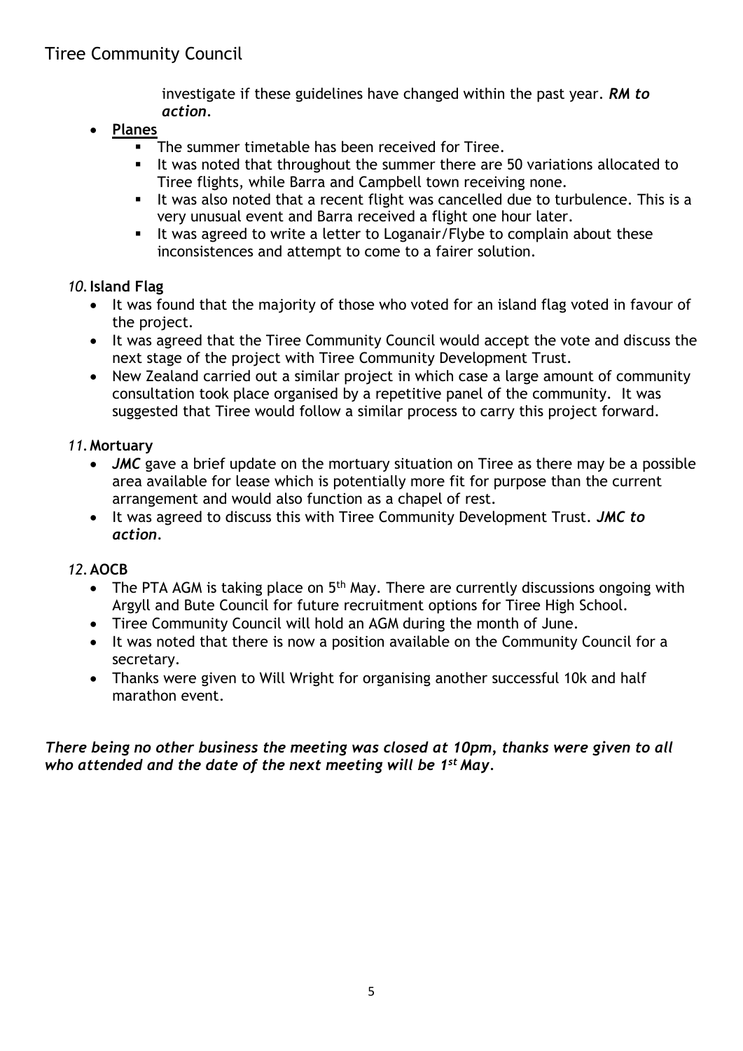investigate if these guidelines have changed within the past year. ***RM to action.***

- **Planes**
  - The summer timetable has been received for Tiree.
  - It was noted that throughout the summer there are 50 variations allocated to Tiree flights, while Barra and Campbell town receiving none.
  - It was also noted that a recent flight was cancelled due to turbulence. This is a very unusual event and Barra received a flight one hour later.
  - It was agreed to write a letter to Loganair/Flybe to complain about these inconsistences and attempt to come to a fairer solution.

*10.* **Island Flag**

- It was found that the majority of those who voted for an island flag voted in favour of the project.
- It was agreed that the Tiree Community Council would accept the vote and discuss the next stage of the project with Tiree Community Development Trust.
- New Zealand carried out a similar project in which case a large amount of community consultation took place organised by a repetitive panel of the community. It was suggested that Tiree would follow a similar process to carry this project forward.

*11.* **Mortuary**

- ***JMC*** gave a brief update on the mortuary situation on Tiree as there may be a possible area available for lease which is potentially more fit for purpose than the current arrangement and would also function as a chapel of rest.
- It was agreed to discuss this with Tiree Community Development Trust. ***JMC to action.***

*12.* **AOCB**

- The PTA AGM is taking place on 5th May. There are currently discussions ongoing with Argyll and Bute Council for future recruitment options for Tiree High School.
- Tiree Community Council will hold an AGM during the month of June.
- It was noted that there is now a position available on the Community Council for a secretary.
- Thanks were given to Will Wright for organising another successful 10k and half marathon event.

***There being no other business the meeting was closed at 10pm, thanks were given to all who attended and the date of the next meeting will be 1st May.***